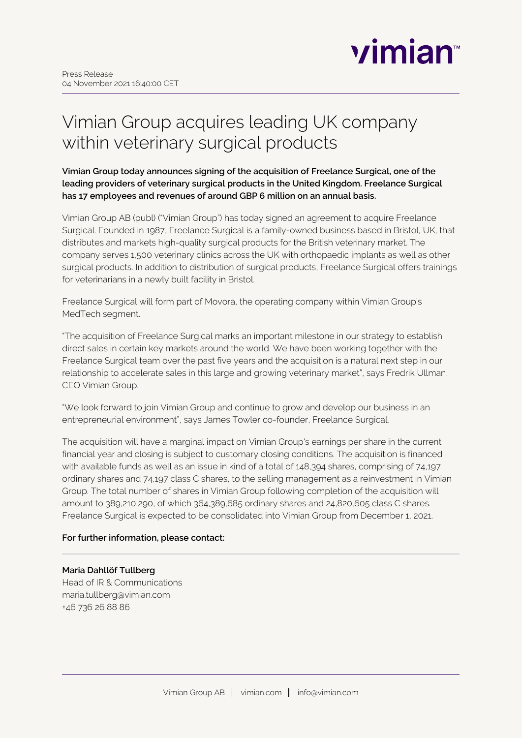Press Release
04 November 2021 16:40:00 CET

# Vimian Group acquires leading UK company within veterinary surgical products

**Vimian Group today announces signing of the acquisition of Freelance Surgical, one of the leading providers of veterinary surgical products in the United Kingdom. Freelance Surgical has 17 employees and revenues of around GBP 6 million on an annual basis.**

Vimian Group AB (publ) ("Vimian Group") has today signed an agreement to acquire Freelance Surgical. Founded in 1987, Freelance Surgical is a family-owned business based in Bristol, UK, that distributes and markets high-quality surgical products for the British veterinary market. The company serves 1,500 veterinary clinics across the UK with orthopaedic implants as well as other surgical products. In addition to distribution of surgical products, Freelance Surgical offers trainings for veterinarians in a newly built facility in Bristol.

Freelance Surgical will form part of Movora, the operating company within Vimian Group's MedTech segment.

"The acquisition of Freelance Surgical marks an important milestone in our strategy to establish direct sales in certain key markets around the world. We have been working together with the Freelance Surgical team over the past five years and the acquisition is a natural next step in our relationship to accelerate sales in this large and growing veterinary market", says Fredrik Ullman, CEO Vimian Group.

"We look forward to join Vimian Group and continue to grow and develop our business in an entrepreneurial environment", says James Towler co-founder, Freelance Surgical.

The acquisition will have a marginal impact on Vimian Group's earnings per share in the current financial year and closing is subject to customary closing conditions. The acquisition is financed with available funds as well as an issue in kind of a total of 148,394 shares, comprising of 74,197 ordinary shares and 74,197 class C shares, to the selling management as a reinvestment in Vimian Group. The total number of shares in Vimian Group following completion of the acquisition will amount to 389,210,290, of which 364,389,685 ordinary shares and 24,820,605 class C shares. Freelance Surgical is expected to be consolidated into Vimian Group from December 1, 2021.

**For further information, please contact:**

**Maria Dahllöf Tullberg**
Head of IR & Communications
maria.tullberg@vimian.com
+46 736 26 88 86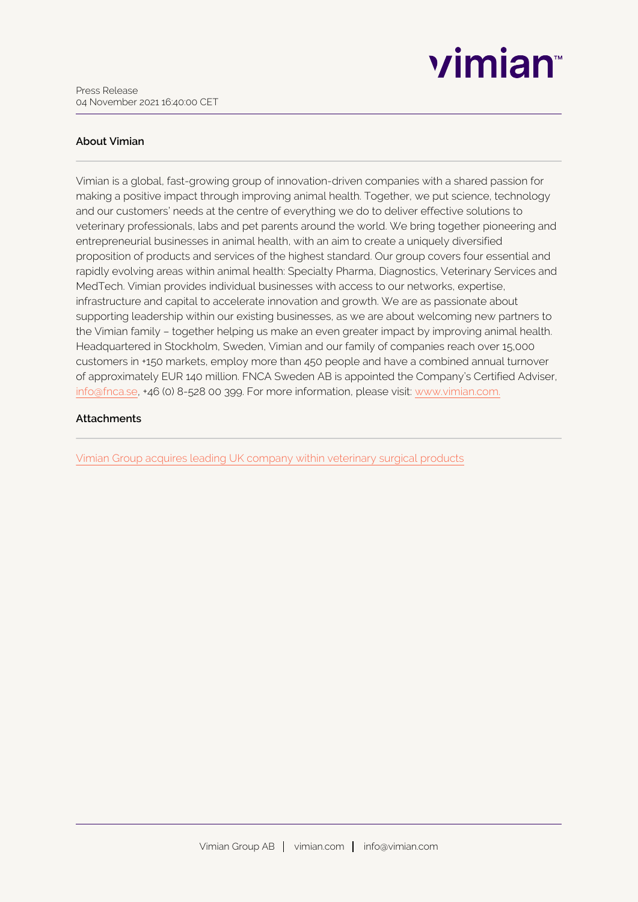Press Release
04 November 2021 16:40:00 CET

## About Vimian

Vimian is a global, fast-growing group of innovation-driven companies with a shared passion for making a positive impact through improving animal health. Together, we put science, technology and our customers' needs at the centre of everything we do to deliver effective solutions to veterinary professionals, labs and pet parents around the world. We bring together pioneering and entrepreneurial businesses in animal health, with an aim to create a uniquely diversified proposition of products and services of the highest standard. Our group covers four essential and rapidly evolving areas within animal health: Specialty Pharma, Diagnostics, Veterinary Services and MedTech. Vimian provides individual businesses with access to our networks, expertise, infrastructure and capital to accelerate innovation and growth. We are as passionate about supporting leadership within our existing businesses, as we are about welcoming new partners to the Vimian family – together helping us make an even greater impact by improving animal health. Headquartered in Stockholm, Sweden, Vimian and our family of companies reach over 15,000 customers in +150 markets, employ more than 450 people and have a combined annual turnover of approximately EUR 140 million. FNCA Sweden AB is appointed the Company's Certified Adviser, info@fnca.se, +46 (0) 8-528 00 399. For more information, please visit: www.vimian.com.

## Attachments

Vimian Group acquires leading UK company within veterinary surgical products